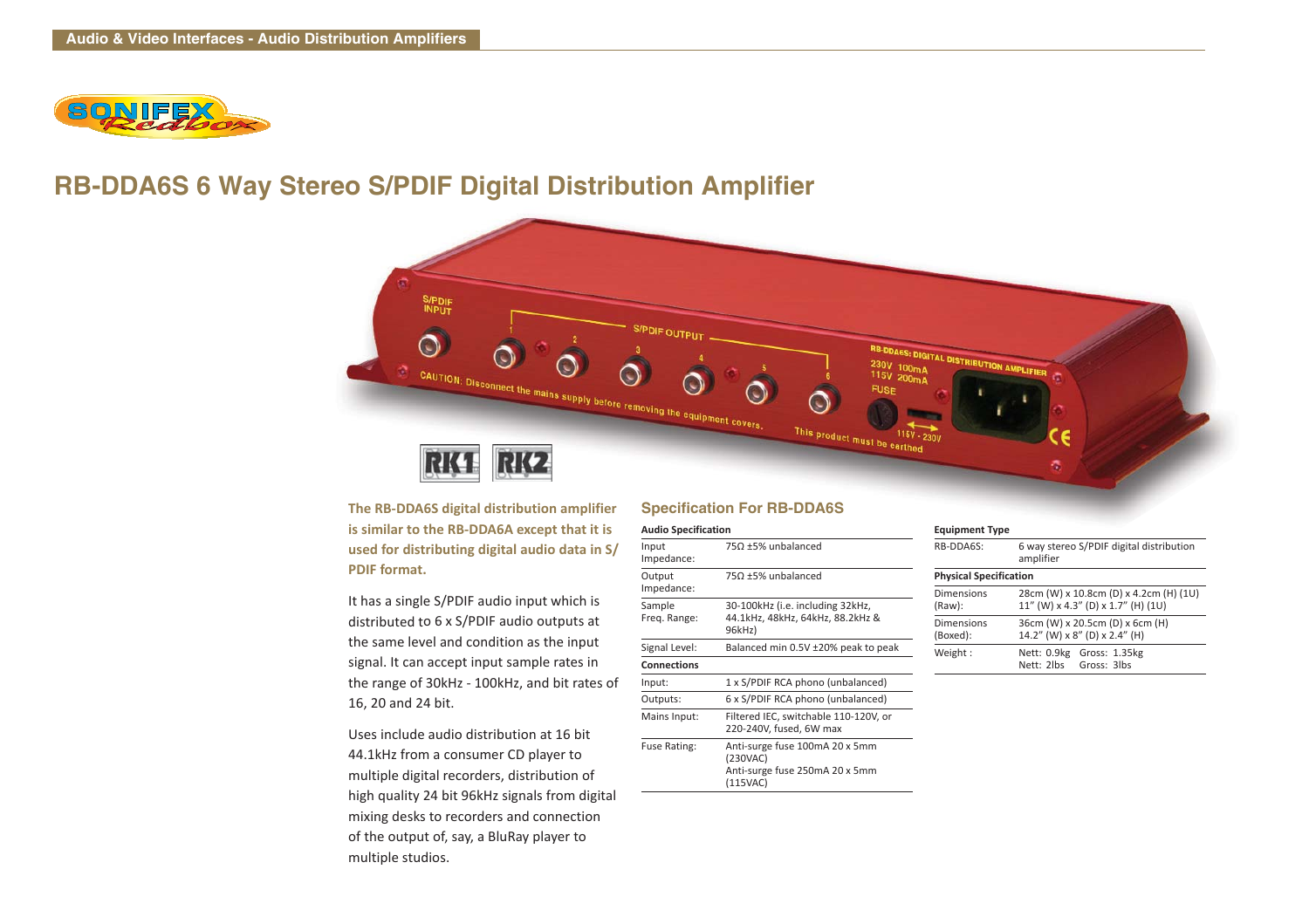Audio & Video Interfaces - Audio Distribution Amplifiers

# RB-DDA6S 6 Way Stereo S/PDIF Digital Distribution Amplifier

RK1 RK2

**The RB-DDA6S digital distribution amplifier is similar to the RB-DDA6A except that it is used for distributing digital audio data in S/PDIF format.**

It has a single S/PDIF audio input which is distributed to 6 x S/PDIF audio outputs at the same level and condition as the input signal. It can accept input sample rates in the range of 30kHz - 100kHz, and bit rates of 16, 20 and 24 bit.

Uses include audio distribution at 16 bit 44.1kHz from a consumer CD player to multiple digital recorders, distribution of high quality 24 bit 96kHz signals from digital mixing desks to recorders and connection of the output of, say, a BluRay player to multiple studios.

## Specification For RB-DDA6S

| **Audio Specification** | |
|---|---|
| Input Impedance: | 75Ω ±5% unbalanced |
| Output Impedance: | 75Ω ±5% unbalanced |
| Sample Freq. Range: | 30-100kHz (i.e. including 32kHz, 44.1kHz, 48kHz, 64kHz, 88.2kHz & 96kHz) |
| Signal Level: | Balanced min 0.5V ±20% peak to peak |
| **Connections** | |
| Input: | 1 x S/PDIF RCA phono (unbalanced) |
| Outputs: | 6 x S/PDIF RCA phono (unbalanced) |
| Mains Input: | Filtered IEC, switchable 110-120V, or 220-240V, fused, 6W max |
| Fuse Rating: | Anti-surge fuse 100mA 20 x 5mm (230VAC) Anti-surge fuse 250mA 20 x 5mm (115VAC) |

| **Equipment Type** | |
|---|---|
| RB-DDA6S: | 6 way stereo S/PDIF digital distribution amplifier |
| **Physical Specification** | |
| Dimensions (Raw): | 28cm (W) x 10.8cm (D) x 4.2cm (H) (1U) 11" (W) x 4.3" (D) x 1.7" (H) (1U) |
| Dimensions (Boxed): | 36cm (W) x 20.5cm (D) x 6cm (H) 14.2" (W) x 8" (D) x 2.4" (H) |
| Weight : | Nett: 0.9kg Gross: 1.35kg Nett: 2lbs Gross: 3lbs |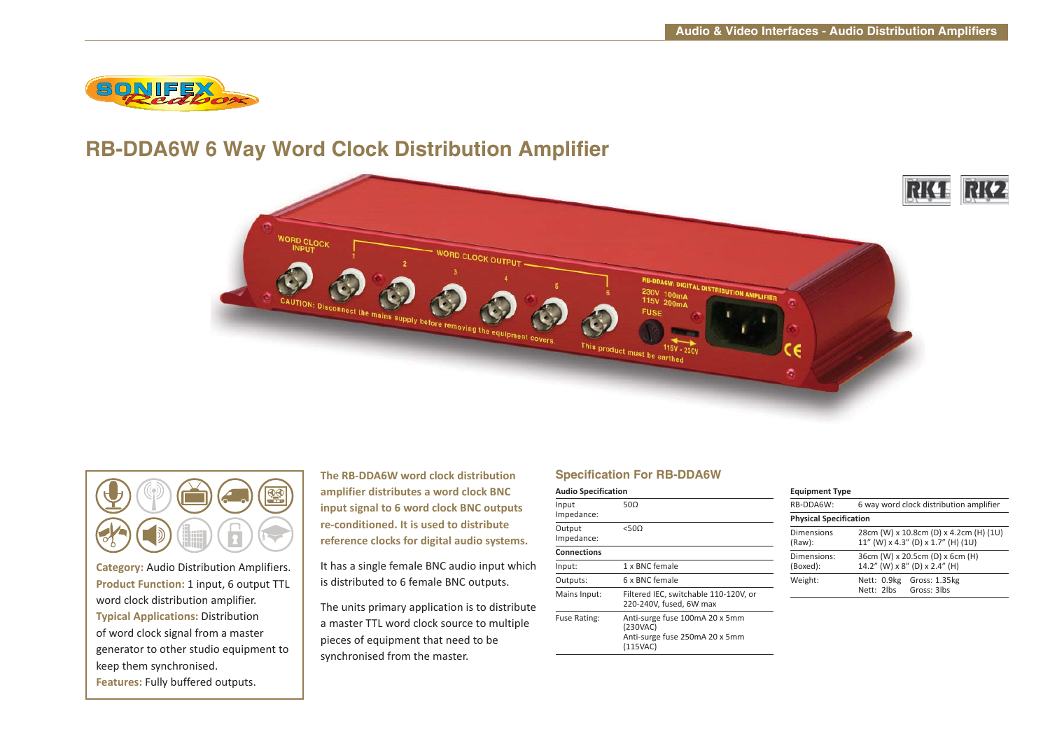# RB-DDA6W 6 Way Word Clock Distribution Amplifier

**Category:** Audio Distribution Amplifiers.
**Product Function:** 1 input, 6 output TTL word clock distribution amplifier.
**Typical Applications:** Distribution of word clock signal from a master generator to other studio equipment to keep them synchronised.
**Features:** Fully buffered outputs.

**The RB-DDA6W word clock distribution amplifier distributes a word clock BNC input signal to 6 word clock BNC outputs re-conditioned. It is used to distribute reference clocks for digital audio systems.**

It has a single female BNC audio input which is distributed to 6 female BNC outputs.

The units primary application is to distribute a master TTL word clock source to multiple pieces of equipment that need to be synchronised from the master.

## Specification For RB-DDA6W

| **Audio Specification** | |
|---|---|
| Input Impedance: | 50Ω |
| Output Impedance: | <50Ω |
| **Connections** | |
| Input: | 1 x BNC female |
| Outputs: | 6 x BNC female |
| Mains Input: | Filtered IEC, switchable 110-120V, or 220-240V, fused, 6W max |
| Fuse Rating: | Anti-surge fuse 100mA 20 x 5mm (230VAC)<br>Anti-surge fuse 250mA 20 x 5mm (115VAC) |

| **Equipment Type** | |
|---|---|
| RB-DDA6W: | 6 way word clock distribution amplifier |
| **Physical Specification** | |
| Dimensions (Raw): | 28cm (W) x 10.8cm (D) x 4.2cm (H) (1U)<br>11” (W) x 4.3” (D) x 1.7” (H) (1U) |
| Dimensions: (Boxed): | 36cm (W) x 20.5cm (D) x 6cm (H)<br>14.2” (W) x 8” (D) x 2.4” (H) |
| Weight: | Nett: 0.9kg Gross: 1.35kg<br>Nett: 2lbs Gross: 3lbs |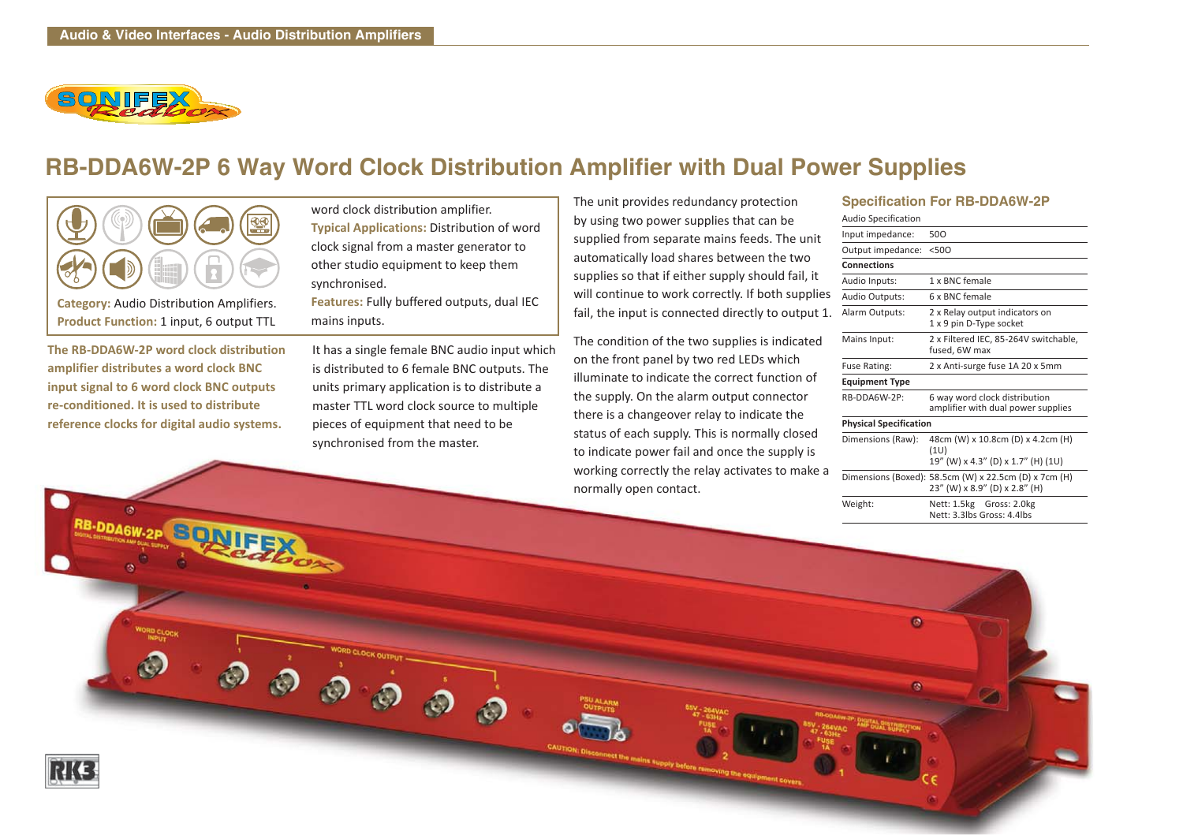Audio & Video Interfaces - Audio Distribution Amplifiers

# RB-DDA6W-2P 6 Way Word Clock Distribution Amplifier with Dual Power Supplies

**Category:** Audio Distribution Amplifiers.
**Product Function:** 1 input, 6 output TTL word clock distribution amplifier.
**Typical Applications:** Distribution of word clock signal from a master generator to other studio equipment to keep them synchronised.
**Features:** Fully buffered outputs, dual IEC mains inputs.

**The RB-DDA6W-2P word clock distribution amplifier distributes a word clock BNC input signal to 6 word clock BNC outputs re-conditioned. It is used to distribute reference clocks for digital audio systems.**

It has a single female BNC audio input which is distributed to 6 female BNC outputs. The units primary application is to distribute a master TTL word clock source to multiple pieces of equipment that need to be synchronised from the master.

The unit provides redundancy protection by using two power supplies that can be supplied from separate mains feeds. The unit automatically load shares between the two supplies so that if either supply should fail, it will continue to work correctly. If both supplies fail, the input is connected directly to output 1.

The condition of the two supplies is indicated on the front panel by two red LEDs which illuminate to indicate the correct function of the supply. On the alarm output connector there is a changeover relay to indicate the status of each supply. This is normally closed to indicate power fail and once the supply is working correctly the relay activates to make a normally open contact.

## Specification For RB-DDA6W-2P

| Audio Specification | |
|---|---|
| Input impedance: | 50Ω |
| Output impedance: | <50Ω |
| **Connections** | |
| Audio Inputs: | 1 x BNC female |
| Audio Outputs: | 6 x BNC female |
| Alarm Outputs: | 2 x Relay output indicators on 1 x 9 pin D-Type socket |
| Mains Input: | 2 x Filtered IEC, 85-264V switchable, fused, 6W max |
| Fuse Rating: | 2 x Anti-surge fuse 1A 20 x 5mm |
| **Equipment Type** | |
| RB-DDA6W-2P: | 6 way word clock distribution amplifier with dual power supplies |
| **Physical Specification** | |
| Dimensions (Raw): | 48cm (W) x 10.8cm (D) x 4.2cm (H) (1U) 19" (W) x 4.3" (D) x 1.7" (H) (1U) |
| Dimensions (Boxed): | 58.5cm (W) x 22.5cm (D) x 7cm (H) 23" (W) x 8.9" (D) x 2.8" (H) |
| Weight: | Nett: 1.5kg Gross: 2.0kg Nett: 3.3lbs Gross: 4.4lbs |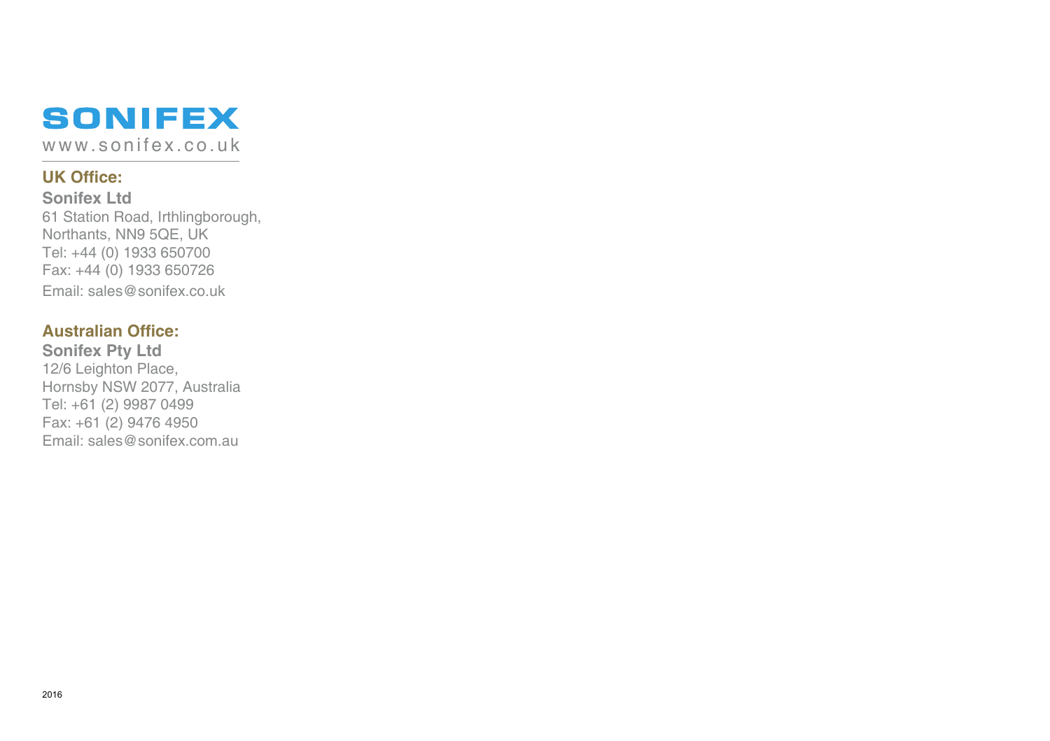# SONIFEX

www.sonifex.co.uk

**UK Office:**

**Sonifex Ltd**
61 Station Road, Irthlingborough,
Northants, NN9 5QE, UK
Tel: +44 (0) 1933 650700
Fax: +44 (0) 1933 650726
Email: sales@sonifex.co.uk

**Australian Office:**

**Sonifex Pty Ltd**
12/6 Leighton Place,
Hornsby NSW 2077, Australia
Tel: +61 (2) 9987 0499
Fax: +61 (2) 9476 4950
Email: sales@sonifex.com.au

2016